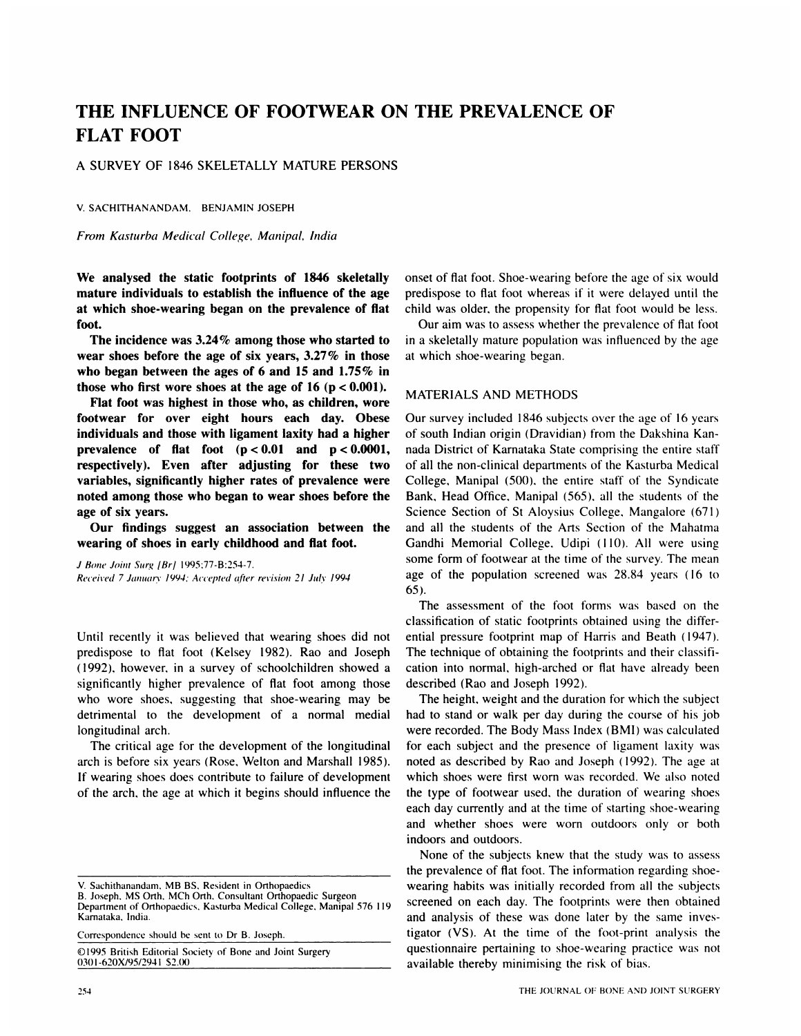# THE INFLUENCE OF FOOTWEAR ON THE PREVALENCE OF FLAT FOOT

## A SURVEY OF 1846 SKELETALLY MATURE PERSONS

V. SACHITHANANDAM, BENJAMIN JOSEPH

*From Kasturba Medical College, Manipal, India*

**We analysed the static footprints of 1846 skeletally mature individuals to establish the influence of the age at which shoe-wearing began on the prevalence of flat foot.**

**The incidence was 3.24% among those who started to wear shoes before the age of six years, 3.27% in those who began between the ages of 6 and 15 and 1.75% in those who first wore shoes at the age of 16 ($p < 0.001$).**

**Flat foot was highest in those who, as children, wore footwear for over eight hours each day. Obese individuals and those with ligament laxity had a higher prevalence of flat foot ($p < 0.01$ and $p < 0.0001$, respectively). Even after adjusting for these two variables, significantly higher rates of prevalence were noted among those who began to wear shoes before the age of six years.**

**Our findings suggest an association between the wearing of shoes in early childhood and flat foot.**

*J Bone Joint Surg [Br]* 1995;77-B:254-7.
*Received 7 January 1994; Accepted after revision 21 July 1994*

Until recently it was believed that wearing shoes did not predispose to flat foot (Kelsey 1982). Rao and Joseph (1992), however, in a survey of schoolchildren showed a significantly higher prevalence of flat foot among those who wore shoes, suggesting that shoe-wearing may be detrimental to the development of a normal medial longitudinal arch.

The critical age for the development of the longitudinal arch is before six years (Rose, Welton and Marshall 1985). If wearing shoes does contribute to failure of development of the arch, the age at which it begins should influence the onset of flat foot. Shoe-wearing before the age of six would predispose to flat foot whereas if it were delayed until the child was older, the propensity for flat foot would be less.

Our aim was to assess whether the prevalence of flat foot in a skeletally mature population was influenced by the age at which shoe-wearing began.

## MATERIALS AND METHODS

Our survey included 1846 subjects over the age of 16 years of south Indian origin (Dravidian) from the Dakshina Kannada District of Karnataka State comprising the entire staff of all the non-clinical departments of the Kasturba Medical College, Manipal (500), the entire staff of the Syndicate Bank, Head Office, Manipal (565), all the students of the Science Section of St Aloysius College, Mangalore (671) and all the students of the Arts Section of the Mahatma Gandhi Memorial College, Udipi (110). All were using some form of footwear at the time of the survey. The mean age of the population screened was 28.84 years (16 to 65).

The assessment of the foot forms was based on the classification of static footprints obtained using the differential pressure footprint map of Harris and Beath (1947). The technique of obtaining the footprints and their classification into normal, high-arched or flat have already been described (Rao and Joseph 1992).

The height, weight and the duration for which the subject had to stand or walk per day during the course of his job were recorded. The Body Mass Index (BMI) was calculated for each subject and the presence of ligament laxity was noted as described by Rao and Joseph (1992). The age at which shoes were first worn was recorded. We also noted the type of footwear used, the duration of wearing shoes each day currently and at the time of starting shoe-wearing and whether shoes were worn outdoors only or both indoors and outdoors.

None of the subjects knew that the study was to assess the prevalence of flat foot. The information regarding shoe-wearing habits was initially recorded from all the subjects screened on each day. The footprints were then obtained and analysis of these was done later by the same investigator (VS). At the time of the foot-print analysis the questionnaire pertaining to shoe-wearing practice was not available thereby minimising the risk of bias.

V. Sachithanandam, MB BS, Resident in Orthopaedics
B. Joseph, MS Orth, MCh Orth, Consultant Orthopaedic Surgeon
Department of Orthopaedics, Kasturba Medical College, Manipal 576 119 Karnataka, India.

Correspondence should be sent to Dr B. Joseph.

©1995 British Editorial Society of Bone and Joint Surgery
0301-620X/95/2941 $2.00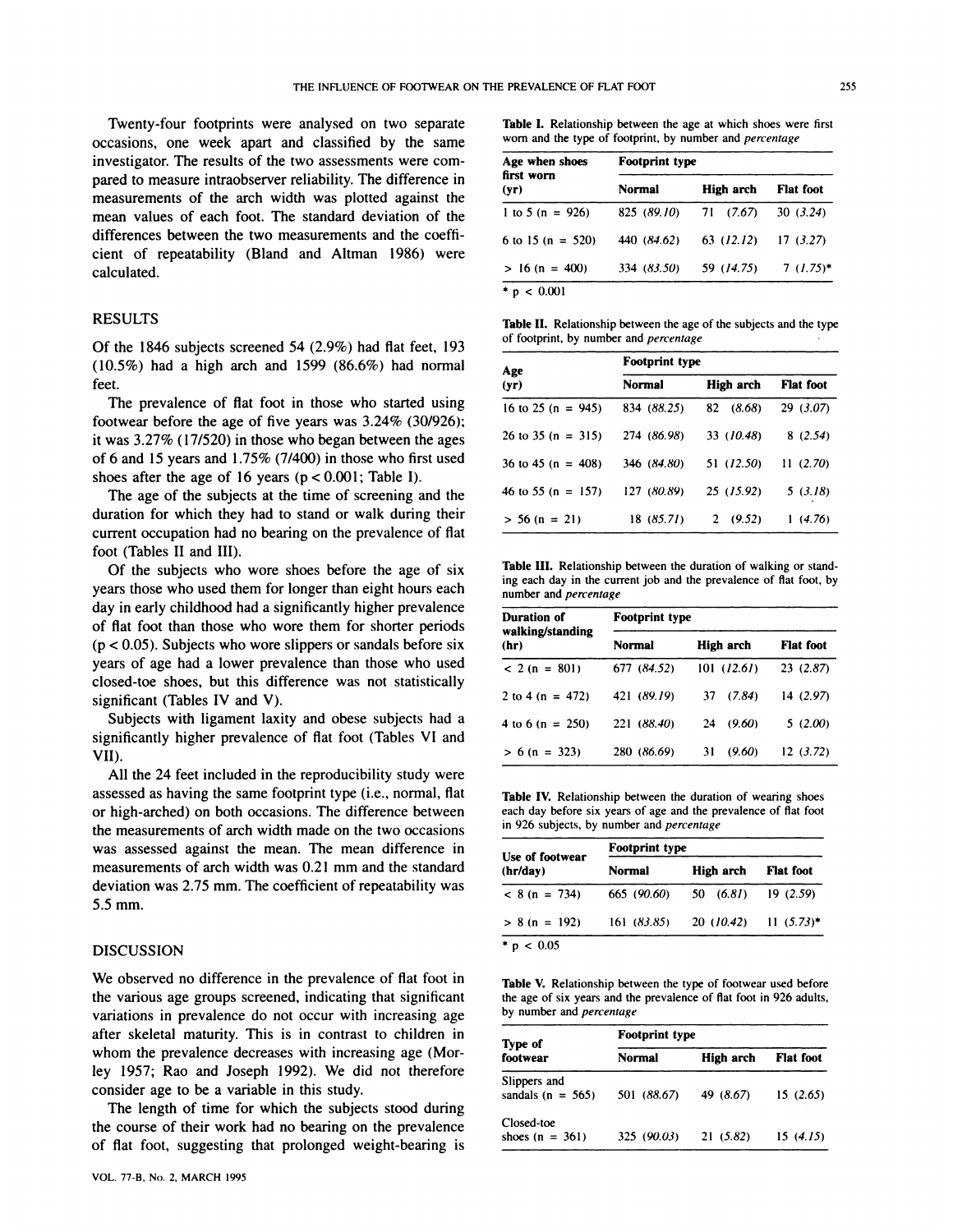Twenty-four footprints were analysed on two separate occasions, one week apart and classified by the same investigator. The results of the two assessments were compared to measure intraobserver reliability. The difference in measurements of the arch width was plotted against the mean values of each foot. The standard deviation of the differences between the two measurements and the coefficient of repeatability (Bland and Altman 1986) were calculated.

## RESULTS

Of the 1846 subjects screened 54 (2.9%) had flat feet, 193 (10.5%) had a high arch and 1599 (86.6%) had normal feet.

The prevalence of flat foot in those who started using footwear before the age of five years was 3.24% (30/926); it was 3.27% (17/520) in those who began between the ages of 6 and 15 years and 1.75% (7/400) in those who first used shoes after the age of 16 years ($p < 0.001$; Table I).

The age of the subjects at the time of screening and the duration for which they had to stand or walk during their current occupation had no bearing on the prevalence of flat foot (Tables II and III).

Of the subjects who wore shoes before the age of six years those who used them for longer than eight hours each day in early childhood had a significantly higher prevalence of flat foot than those who wore them for shorter periods ($p < 0.05$). Subjects who wore slippers or sandals before six years of age had a lower prevalence than those who used closed-toe shoes, but this difference was not statistically significant (Tables IV and V).

Subjects with ligament laxity and obese subjects had a significantly higher prevalence of flat foot (Tables VI and VII).

All the 24 feet included in the reproducibility study were assessed as having the same footprint type (i.e., normal, flat or high-arched) on both occasions. The difference between the measurements of arch width made on the two occasions was assessed against the mean. The mean difference in measurements of arch width was 0.21 mm and the standard deviation was 2.75 mm. The coefficient of repeatability was 5.5 mm.

## DISCUSSION

We observed no difference in the prevalence of flat foot in the various age groups screened, indicating that significant variations in prevalence do not occur with increasing age after skeletal maturity. This is in contrast to children in whom the prevalence decreases with increasing age (Morley 1957; Rao and Joseph 1992). We did not therefore consider age to be a variable in this study.

The length of time for which the subjects stood during the course of their work had no bearing on the prevalence of flat foot, suggesting that prolonged weight-bearing is

**Table I.** Relationship between the age at which shoes were first worn and the type of footprint, by number and *percentage*

| Age when shoes first worn (yr) | Footprint type | | |
|---|---|---|---|
| | Normal | High arch | Flat foot |
| 1 to 5 (n = 926) | 825 (*89.10*) | 71 (*7.67*) | 30 (*3.24*) |
| 6 to 15 (n = 520) | 440 (*84.62*) | 63 (*12.12*) | 17 (*3.27*) |
| > 16 (n = 400) | 334 (*83.50*) | 59 (*14.75*) | 7 (*1.75*)* |

* $p < 0.001$

**Table II.** Relationship between the age of the subjects and the type of footprint, by number and *percentage*

| Age (yr) | Footprint type | | |
|---|---|---|---|
| | Normal | High arch | Flat foot |
| 16 to 25 (n = 945) | 834 (*88.25*) | 82 (*8.68*) | 29 (*3.07*) |
| 26 to 35 (n = 315) | 274 (*86.98*) | 33 (*10.48*) | 8 (*2.54*) |
| 36 to 45 (n = 408) | 346 (*84.80*) | 51 (*12.50*) | 11 (*2.70*) |
| 46 to 55 (n = 157) | 127 (*80.89*) | 25 (*15.92*) | 5 (*3.18*) |
| > 56 (n = 21) | 18 (*85.71*) | 2 (*9.52*) | 1 (*4.76*) |

**Table III.** Relationship between the duration of walking or standing each day in the current job and the prevalence of flat foot, by number and *percentage*

| Duration of walking/standing (hr) | Footprint type | | |
|---|---|---|---|
| | Normal | High arch | Flat foot |
| < 2 (n = 801) | 677 (*84.52*) | 101 (*12.61*) | 23 (*2.87*) |
| 2 to 4 (n = 472) | 421 (*89.19*) | 37 (*7.84*) | 14 (*2.97*) |
| 4 to 6 (n = 250) | 221 (*88.40*) | 24 (*9.60*) | 5 (*2.00*) |
| > 6 (n = 323) | 280 (*86.69*) | 31 (*9.60*) | 12 (*3.72*) |

**Table IV.** Relationship between the duration of wearing shoes each day before six years of age and the prevalence of flat foot in 926 subjects, by number and *percentage*

| Use of footwear (hr/day) | Footprint type | | |
|---|---|---|---|
| | Normal | High arch | Flat foot |
| < 8 (n = 734) | 665 (*90.60*) | 50 (*6.81*) | 19 (*2.59*) |
| > 8 (n = 192) | 161 (*83.85*) | 20 (*10.42*) | 11 (*5.73*)* |

* $p < 0.05$

**Table V.** Relationship between the type of footwear used before the age of six years and the prevalence of flat foot in 926 adults, by number and *percentage*

| Type of footwear | Footprint type | | |
|---|---|---|---|
| | Normal | High arch | Flat foot |
| Slippers and sandals (n = 565) | 501 (*88.67*) | 49 (*8.67*) | 15 (*2.65*) |
| Closed-toe shoes (n = 361) | 325 (*90.03*) | 21 (*5.82*) | 15 (*4.15*) |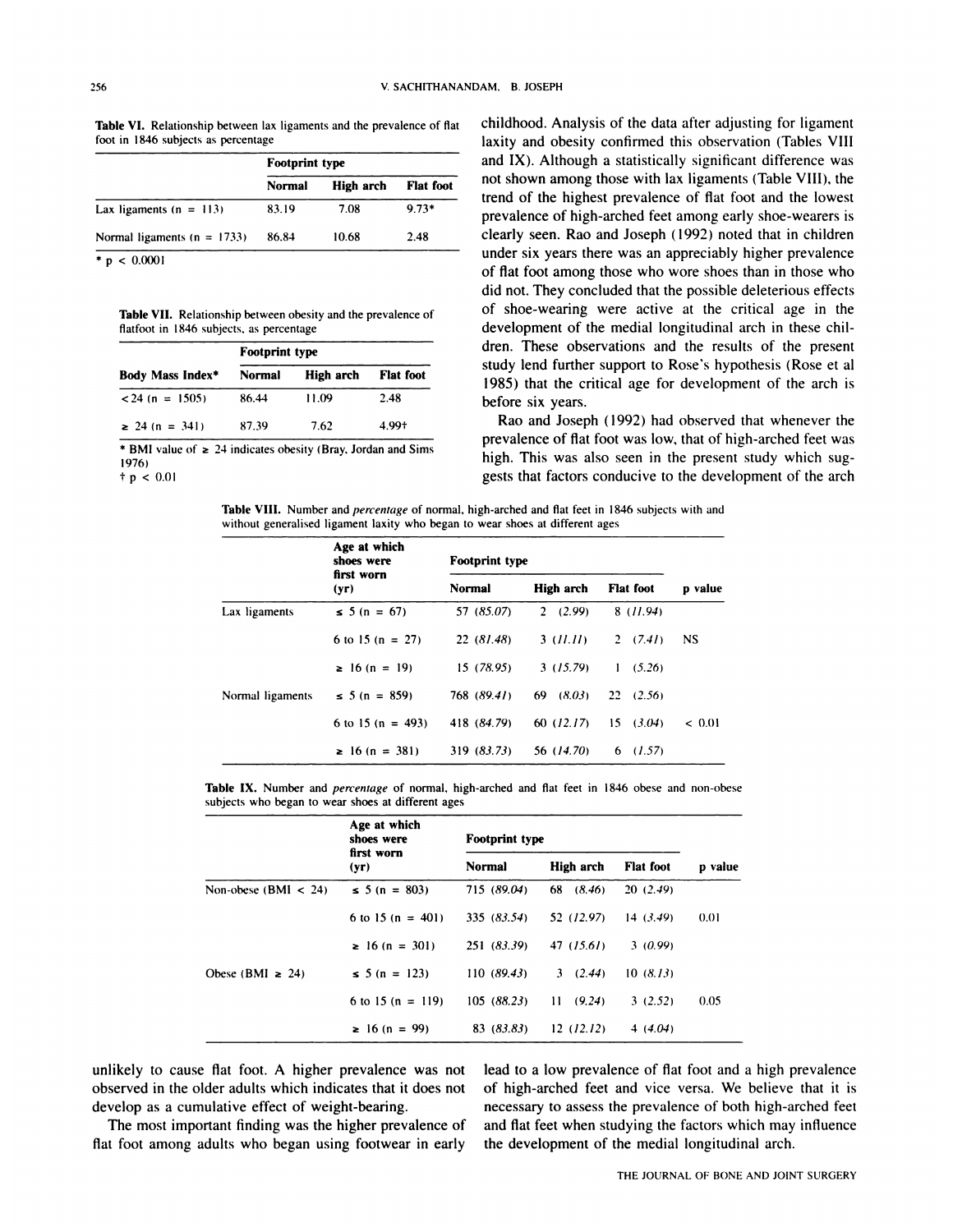**Table VI.** Relationship between lax ligaments and the prevalence of flat foot in 1846 subjects as percentage

| | Footprint type | | |
|---|---|---|---|
| | Normal | High arch | Flat foot |
| Lax ligaments (n = 113) | 83.19 | 7.08 | 9.73* |
| Normal ligaments (n = 1733) | 86.84 | 10.68 | 2.48 |

\* $p < 0.0001$

**Table VII.** Relationship between obesity and the prevalence of flatfoot in 1846 subjects, as percentage

| | Footprint type | | |
|---|---|---|---|
| Body Mass Index* | Normal | High arch | Flat foot |
| <24 (n = 1505) | 86.44 | 11.09 | 2.48 |
| ≥ 24 (n = 341) | 87.39 | 7.62 | 4.99† |

\* BMI value of ≥ 24 indicates obesity (Bray, Jordan and Sims 1976)
† $p < 0.01$

childhood. Analysis of the data after adjusting for ligament laxity and obesity confirmed this observation (Tables VIII and IX). Although a statistically significant difference was not shown among those with lax ligaments (Table VIII), the trend of the highest prevalence of flat foot and the lowest prevalence of high-arched feet among early shoe-wearers is clearly seen. Rao and Joseph (1992) noted that in children under six years there was an appreciably higher prevalence of flat foot among those who wore shoes than in those who did not. They concluded that the possible deleterious effects of shoe-wearing were active at the critical age in the development of the medial longitudinal arch in these children. These observations and the results of the present study lend further support to Rose's hypothesis (Rose et al 1985) that the critical age for development of the arch is before six years.

Rao and Joseph (1992) had observed that whenever the prevalence of flat foot was low, that of high-arched feet was high. This was also seen in the present study which suggests that factors conducive to the development of the arch unlikely to cause flat foot. A higher prevalence was not observed in the older adults which indicates that it does not develop as a cumulative effect of weight-bearing.

The most important finding was the higher prevalence of flat foot among adults who began using footwear in early

**Table VIII.** Number and *percentage* of normal, high-arched and flat feet in 1846 subjects with and without generalised ligament laxity who began to wear shoes at different ages

| | Age at which shoes were first worn (yr) | Footprint type | | | p value |
|---|---|---|---|---|---|
| | | Normal | High arch | Flat foot | |
| Lax ligaments | ≤ 5 (n = 67) | 57 (*85.07*) | 2 (*2.99*) | 8 (*11.94*) | |
| | 6 to 15 (n = 27) | 22 (*81.48*) | 3 (*11.11*) | 2 (*7.41*) | NS |
| | ≥ 16 (n = 19) | 15 (*78.95*) | 3 (*15.79*) | 1 (*5.26*) | |
| Normal ligaments | ≤ 5 (n = 859) | 768 (*89.41*) | 69 (*8.03*) | 22 (*2.56*) | |
| | 6 to 15 (n = 493) | 418 (*84.79*) | 60 (*12.17*) | 15 (*3.04*) | < 0.01 |
| | ≥ 16 (n = 381) | 319 (*83.73*) | 56 (*14.70*) | 6 (*1.57*) | |

**Table IX.** Number and *percentage* of normal, high-arched and flat feet in 1846 obese and non-obese subjects who began to wear shoes at different ages

| | Age at which shoes were first worn (yr) | Footprint type | | | p value |
|---|---|---|---|---|---|
| | | Normal | High arch | Flat foot | |
| Non-obese (BMI < 24) | ≤ 5 (n = 803) | 715 (*89.04*) | 68 (*8.46*) | 20 (*2.49*) | |
| | 6 to 15 (n = 401) | 335 (*83.54*) | 52 (*12.97*) | 14 (*3.49*) | 0.01 |
| | ≥ 16 (n = 301) | 251 (*83.39*) | 47 (*15.61*) | 3 (*0.99*) | |
| Obese (BMI ≥ 24) | ≤ 5 (n = 123) | 110 (*89.43*) | 3 (*2.44*) | 10 (*8.13*) | |
| | 6 to 15 (n = 119) | 105 (*88.23*) | 11 (*9.24*) | 3 (*2.52*) | 0.05 |
| | ≥ 16 (n = 99) | 83 (*83.83*) | 12 (*12.12*) | 4 (*4.04*) | |

lead to a low prevalence of flat foot and a high prevalence of high-arched feet and vice versa. We believe that it is necessary to assess the prevalence of both high-arched feet and flat feet when studying the factors which may influence the development of the medial longitudinal arch.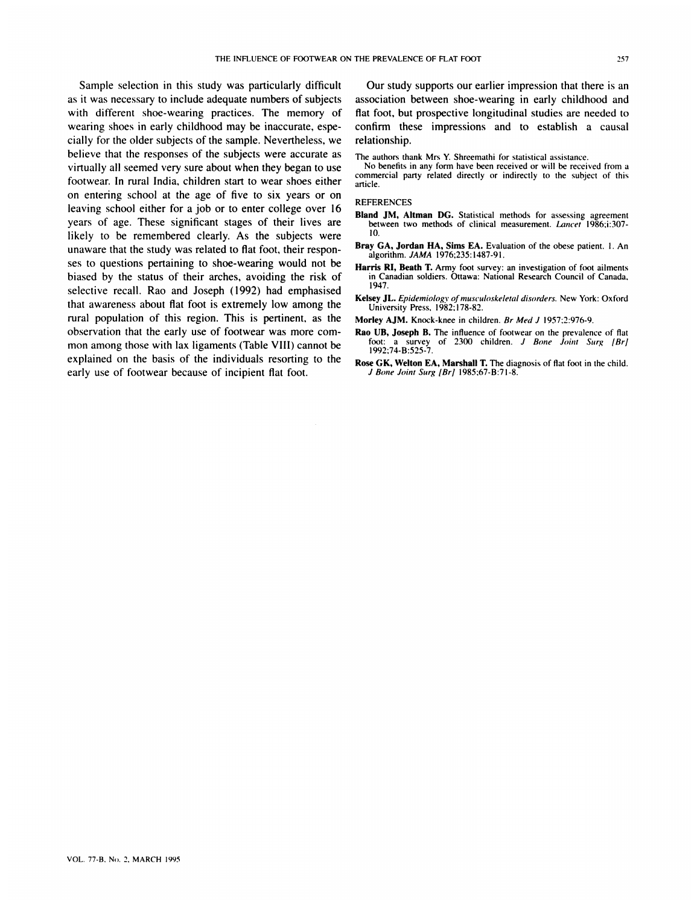Sample selection in this study was particularly difficult as it was necessary to include adequate numbers of subjects with different shoe-wearing practices. The memory of wearing shoes in early childhood may be inaccurate, especially for the older subjects of the sample. Nevertheless, we believe that the responses of the subjects were accurate as virtually all seemed very sure about when they began to use footwear. In rural India, children start to wear shoes either on entering school at the age of five to six years or on leaving school either for a job or to enter college over 16 years of age. These significant stages of their lives are likely to be remembered clearly. As the subjects were unaware that the study was related to flat foot, their responses to questions pertaining to shoe-wearing would not be biased by the status of their arches, avoiding the risk of selective recall. Rao and Joseph (1992) had emphasised that awareness about flat foot is extremely low among the rural population of this region. This is pertinent, as the observation that the early use of footwear was more common among those with lax ligaments (Table VIII) cannot be explained on the basis of the individuals resorting to the early use of footwear because of incipient flat foot.

Our study supports our earlier impression that there is an association between shoe-wearing in early childhood and flat foot, but prospective longitudinal studies are needed to confirm these impressions and to establish a causal relationship.

The authors thank Mrs Y. Shreemathi for statistical assistance.

No benefits in any form have been received or will be received from a commercial party related directly or indirectly to the subject of this article.

## REFERENCES

**Bland JM, Altman DG.** Statistical methods for assessing agreement between two methods of clinical measurement. *Lancet* 1986;i:307-10.

**Bray GA, Jordan HA, Sims EA.** Evaluation of the obese patient. 1. An algorithm. *JAMA* 1976;235:1487-91.

**Harris RI, Beath T.** Army foot survey: an investigation of foot ailments in Canadian soldiers. Ottawa: National Research Council of Canada, 1947.

**Kelsey JL.** *Epidemiology of musculoskeletal disorders.* New York: Oxford University Press, 1982;178-82.

**Morley AJM.** Knock-knee in children. *Br Med J* 1957;2:976-9.

**Rao UB, Joseph B.** The influence of footwear on the prevalence of flat foot: a survey of 2300 children. *J Bone Joint Surg [Br]* 1992;74-B:525-7.

**Rose GK, Welton EA, Marshall T.** The diagnosis of flat foot in the child. *J Bone Joint Surg [Br]* 1985;67-B:71-8.